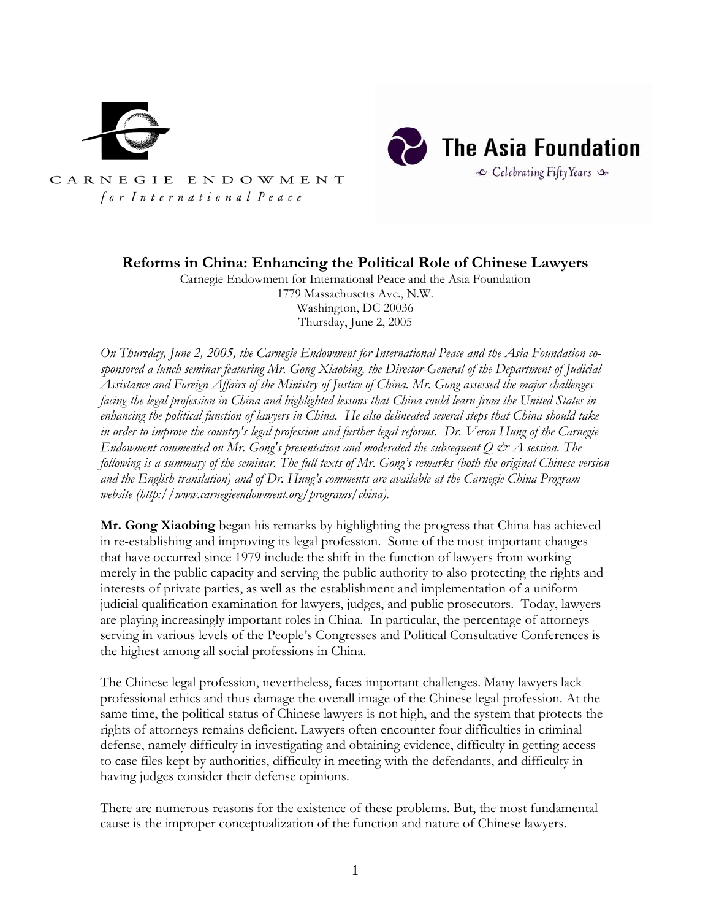CARNEGIE ENDOWMENT
*for International Peace*

**The Asia Foundation**
Celebrating Fifty Years

# Reforms in China: Enhancing the Political Role of Chinese Lawyers

Carnegie Endowment for International Peace and the Asia Foundation
1779 Massachusetts Ave., N.W.
Washington, DC 20036
Thursday, June 2, 2005

*On Thursday, June 2, 2005, the Carnegie Endowment for International Peace and the Asia Foundation co-sponsored a lunch seminar featuring Mr. Gong Xiaobing, the Director-General of the Department of Judicial Assistance and Foreign Affairs of the Ministry of Justice of China. Mr. Gong assessed the major challenges facing the legal profession in China and highlighted lessons that China could learn from the United States in enhancing the political function of lawyers in China. He also delineated several steps that China should take in order to improve the country's legal profession and further legal reforms. Dr. Veron Hung of the Carnegie Endowment commented on Mr. Gong's presentation and moderated the subsequent Q & A session. The following is a summary of the seminar. The full texts of Mr. Gong's remarks (both the original Chinese version and the English translation) and of Dr. Hung's comments are available at the Carnegie China Program website (http://www.carnegieendowment.org/programs/china).*

**Mr. Gong Xiaobing** began his remarks by highlighting the progress that China has achieved in re-establishing and improving its legal profession. Some of the most important changes that have occurred since 1979 include the shift in the function of lawyers from working merely in the public capacity and serving the public authority to also protecting the rights and interests of private parties, as well as the establishment and implementation of a uniform judicial qualification examination for lawyers, judges, and public prosecutors. Today, lawyers are playing increasingly important roles in China. In particular, the percentage of attorneys serving in various levels of the People's Congresses and Political Consultative Conferences is the highest among all social professions in China.

The Chinese legal profession, nevertheless, faces important challenges. Many lawyers lack professional ethics and thus damage the overall image of the Chinese legal profession. At the same time, the political status of Chinese lawyers is not high, and the system that protects the rights of attorneys remains deficient. Lawyers often encounter four difficulties in criminal defense, namely difficulty in investigating and obtaining evidence, difficulty in getting access to case files kept by authorities, difficulty in meeting with the defendants, and difficulty in having judges consider their defense opinions.

There are numerous reasons for the existence of these problems. But, the most fundamental cause is the improper conceptualization of the function and nature of Chinese lawyers.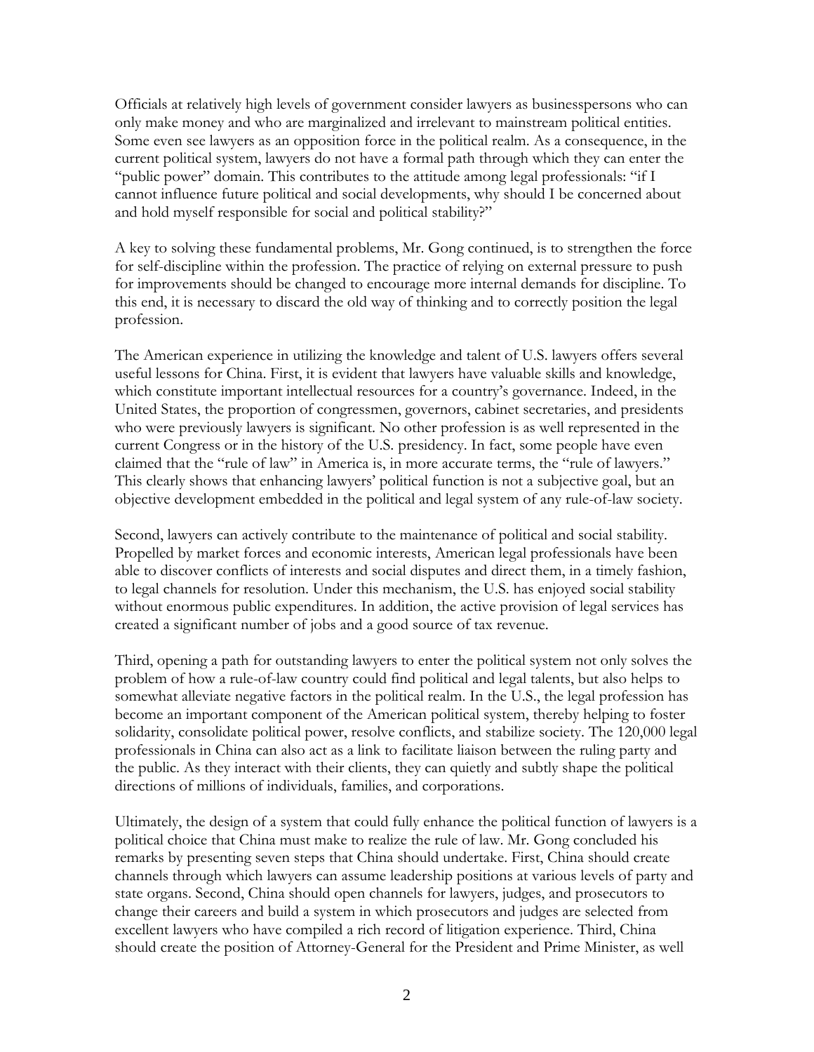Officials at relatively high levels of government consider lawyers as businesspersons who can only make money and who are marginalized and irrelevant to mainstream political entities. Some even see lawyers as an opposition force in the political realm. As a consequence, in the current political system, lawyers do not have a formal path through which they can enter the "public power" domain. This contributes to the attitude among legal professionals: "if I cannot influence future political and social developments, why should I be concerned about and hold myself responsible for social and political stability?"

A key to solving these fundamental problems, Mr. Gong continued, is to strengthen the force for self-discipline within the profession. The practice of relying on external pressure to push for improvements should be changed to encourage more internal demands for discipline. To this end, it is necessary to discard the old way of thinking and to correctly position the legal profession.

The American experience in utilizing the knowledge and talent of U.S. lawyers offers several useful lessons for China. First, it is evident that lawyers have valuable skills and knowledge, which constitute important intellectual resources for a country's governance. Indeed, in the United States, the proportion of congressmen, governors, cabinet secretaries, and presidents who were previously lawyers is significant. No other profession is as well represented in the current Congress or in the history of the U.S. presidency. In fact, some people have even claimed that the "rule of law" in America is, in more accurate terms, the "rule of lawyers." This clearly shows that enhancing lawyers' political function is not a subjective goal, but an objective development embedded in the political and legal system of any rule-of-law society.

Second, lawyers can actively contribute to the maintenance of political and social stability. Propelled by market forces and economic interests, American legal professionals have been able to discover conflicts of interests and social disputes and direct them, in a timely fashion, to legal channels for resolution. Under this mechanism, the U.S. has enjoyed social stability without enormous public expenditures. In addition, the active provision of legal services has created a significant number of jobs and a good source of tax revenue.

Third, opening a path for outstanding lawyers to enter the political system not only solves the problem of how a rule-of-law country could find political and legal talents, but also helps to somewhat alleviate negative factors in the political realm. In the U.S., the legal profession has become an important component of the American political system, thereby helping to foster solidarity, consolidate political power, resolve conflicts, and stabilize society. The 120,000 legal professionals in China can also act as a link to facilitate liaison between the ruling party and the public. As they interact with their clients, they can quietly and subtly shape the political directions of millions of individuals, families, and corporations.

Ultimately, the design of a system that could fully enhance the political function of lawyers is a political choice that China must make to realize the rule of law. Mr. Gong concluded his remarks by presenting seven steps that China should undertake. First, China should create channels through which lawyers can assume leadership positions at various levels of party and state organs. Second, China should open channels for lawyers, judges, and prosecutors to change their careers and build a system in which prosecutors and judges are selected from excellent lawyers who have compiled a rich record of litigation experience. Third, China should create the position of Attorney-General for the President and Prime Minister, as well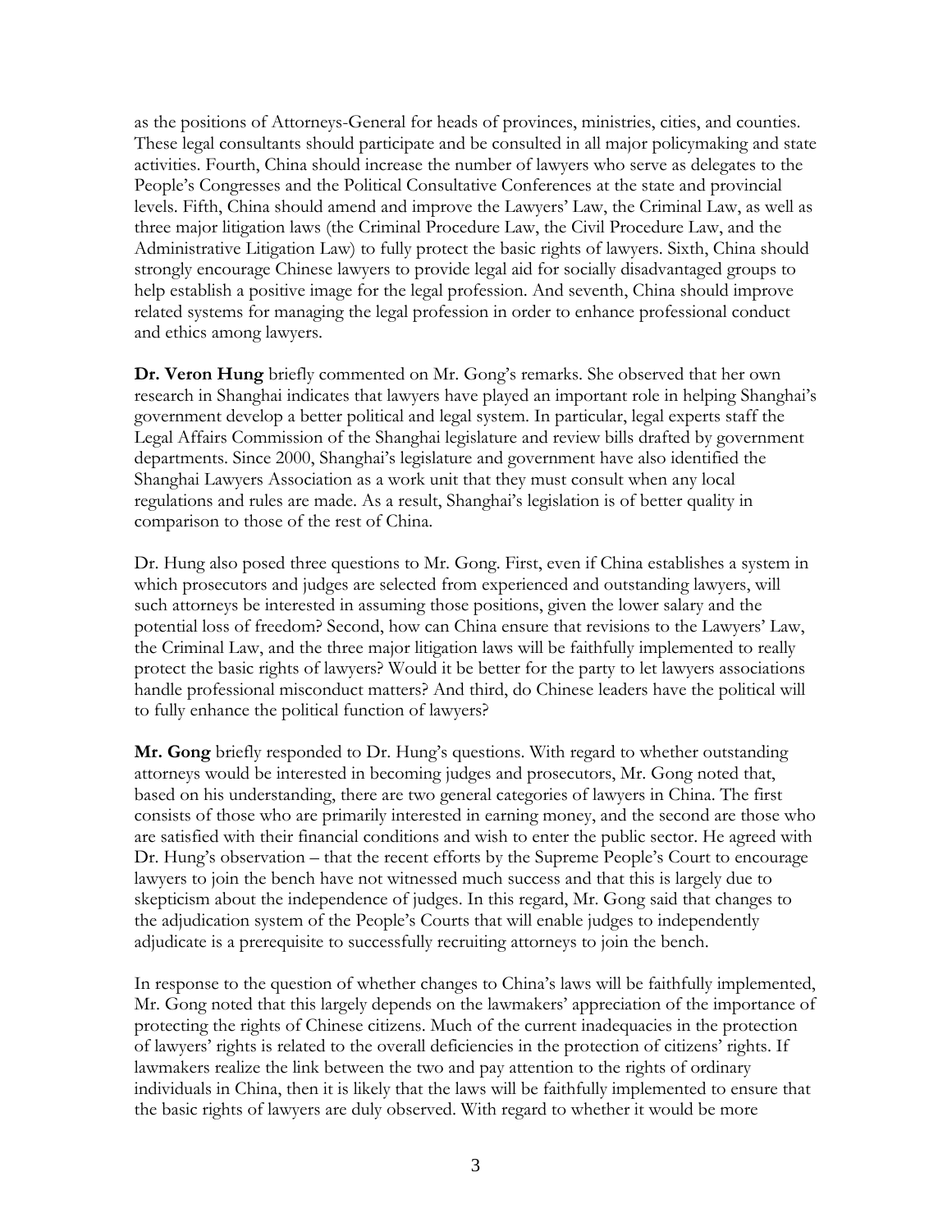as the positions of Attorneys-General for heads of provinces, ministries, cities, and counties. These legal consultants should participate and be consulted in all major policymaking and state activities. Fourth, China should increase the number of lawyers who serve as delegates to the People's Congresses and the Political Consultative Conferences at the state and provincial levels. Fifth, China should amend and improve the Lawyers' Law, the Criminal Law, as well as three major litigation laws (the Criminal Procedure Law, the Civil Procedure Law, and the Administrative Litigation Law) to fully protect the basic rights of lawyers. Sixth, China should strongly encourage Chinese lawyers to provide legal aid for socially disadvantaged groups to help establish a positive image for the legal profession. And seventh, China should improve related systems for managing the legal profession in order to enhance professional conduct and ethics among lawyers.

**Dr. Veron Hung** briefly commented on Mr. Gong's remarks. She observed that her own research in Shanghai indicates that lawyers have played an important role in helping Shanghai's government develop a better political and legal system. In particular, legal experts staff the Legal Affairs Commission of the Shanghai legislature and review bills drafted by government departments. Since 2000, Shanghai's legislature and government have also identified the Shanghai Lawyers Association as a work unit that they must consult when any local regulations and rules are made. As a result, Shanghai's legislation is of better quality in comparison to those of the rest of China.

Dr. Hung also posed three questions to Mr. Gong. First, even if China establishes a system in which prosecutors and judges are selected from experienced and outstanding lawyers, will such attorneys be interested in assuming those positions, given the lower salary and the potential loss of freedom? Second, how can China ensure that revisions to the Lawyers' Law, the Criminal Law, and the three major litigation laws will be faithfully implemented to really protect the basic rights of lawyers? Would it be better for the party to let lawyers associations handle professional misconduct matters? And third, do Chinese leaders have the political will to fully enhance the political function of lawyers?

**Mr. Gong** briefly responded to Dr. Hung's questions. With regard to whether outstanding attorneys would be interested in becoming judges and prosecutors, Mr. Gong noted that, based on his understanding, there are two general categories of lawyers in China. The first consists of those who are primarily interested in earning money, and the second are those who are satisfied with their financial conditions and wish to enter the public sector. He agreed with Dr. Hung's observation – that the recent efforts by the Supreme People's Court to encourage lawyers to join the bench have not witnessed much success and that this is largely due to skepticism about the independence of judges. In this regard, Mr. Gong said that changes to the adjudication system of the People's Courts that will enable judges to independently adjudicate is a prerequisite to successfully recruiting attorneys to join the bench.

In response to the question of whether changes to China's laws will be faithfully implemented, Mr. Gong noted that this largely depends on the lawmakers' appreciation of the importance of protecting the rights of Chinese citizens. Much of the current inadequacies in the protection of lawyers' rights is related to the overall deficiencies in the protection of citizens' rights. If lawmakers realize the link between the two and pay attention to the rights of ordinary individuals in China, then it is likely that the laws will be faithfully implemented to ensure that the basic rights of lawyers are duly observed. With regard to whether it would be more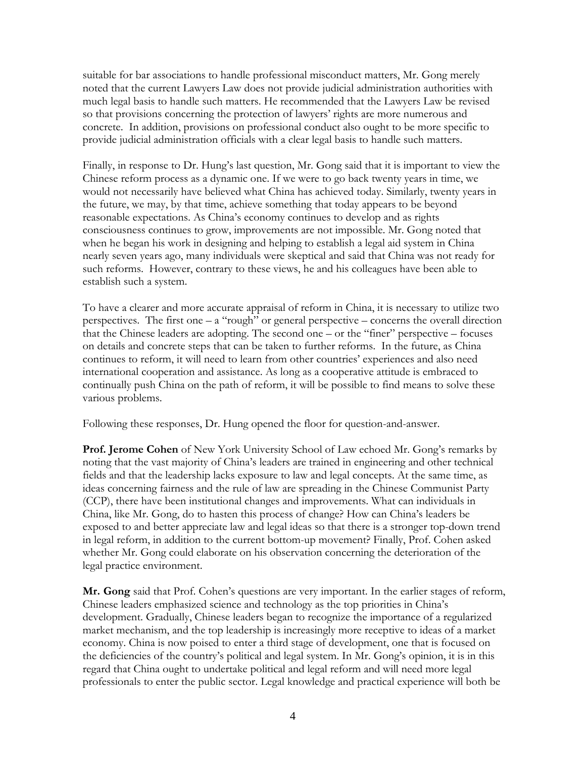suitable for bar associations to handle professional misconduct matters, Mr. Gong merely noted that the current Lawyers Law does not provide judicial administration authorities with much legal basis to handle such matters. He recommended that the Lawyers Law be revised so that provisions concerning the protection of lawyers' rights are more numerous and concrete. In addition, provisions on professional conduct also ought to be more specific to provide judicial administration officials with a clear legal basis to handle such matters.

Finally, in response to Dr. Hung's last question, Mr. Gong said that it is important to view the Chinese reform process as a dynamic one. If we were to go back twenty years in time, we would not necessarily have believed what China has achieved today. Similarly, twenty years in the future, we may, by that time, achieve something that today appears to be beyond reasonable expectations. As China's economy continues to develop and as rights consciousness continues to grow, improvements are not impossible. Mr. Gong noted that when he began his work in designing and helping to establish a legal aid system in China nearly seven years ago, many individuals were skeptical and said that China was not ready for such reforms. However, contrary to these views, he and his colleagues have been able to establish such a system.

To have a clearer and more accurate appraisal of reform in China, it is necessary to utilize two perspectives. The first one – a "rough" or general perspective – concerns the overall direction that the Chinese leaders are adopting. The second one – or the "finer" perspective – focuses on details and concrete steps that can be taken to further reforms. In the future, as China continues to reform, it will need to learn from other countries' experiences and also need international cooperation and assistance. As long as a cooperative attitude is embraced to continually push China on the path of reform, it will be possible to find means to solve these various problems.

Following these responses, Dr. Hung opened the floor for question-and-answer.

**Prof. Jerome Cohen** of New York University School of Law echoed Mr. Gong's remarks by noting that the vast majority of China's leaders are trained in engineering and other technical fields and that the leadership lacks exposure to law and legal concepts. At the same time, as ideas concerning fairness and the rule of law are spreading in the Chinese Communist Party (CCP), there have been institutional changes and improvements. What can individuals in China, like Mr. Gong, do to hasten this process of change? How can China's leaders be exposed to and better appreciate law and legal ideas so that there is a stronger top-down trend in legal reform, in addition to the current bottom-up movement? Finally, Prof. Cohen asked whether Mr. Gong could elaborate on his observation concerning the deterioration of the legal practice environment.

**Mr. Gong** said that Prof. Cohen's questions are very important. In the earlier stages of reform, Chinese leaders emphasized science and technology as the top priorities in China's development. Gradually, Chinese leaders began to recognize the importance of a regularized market mechanism, and the top leadership is increasingly more receptive to ideas of a market economy. China is now poised to enter a third stage of development, one that is focused on the deficiencies of the country's political and legal system. In Mr. Gong's opinion, it is in this regard that China ought to undertake political and legal reform and will need more legal professionals to enter the public sector. Legal knowledge and practical experience will both be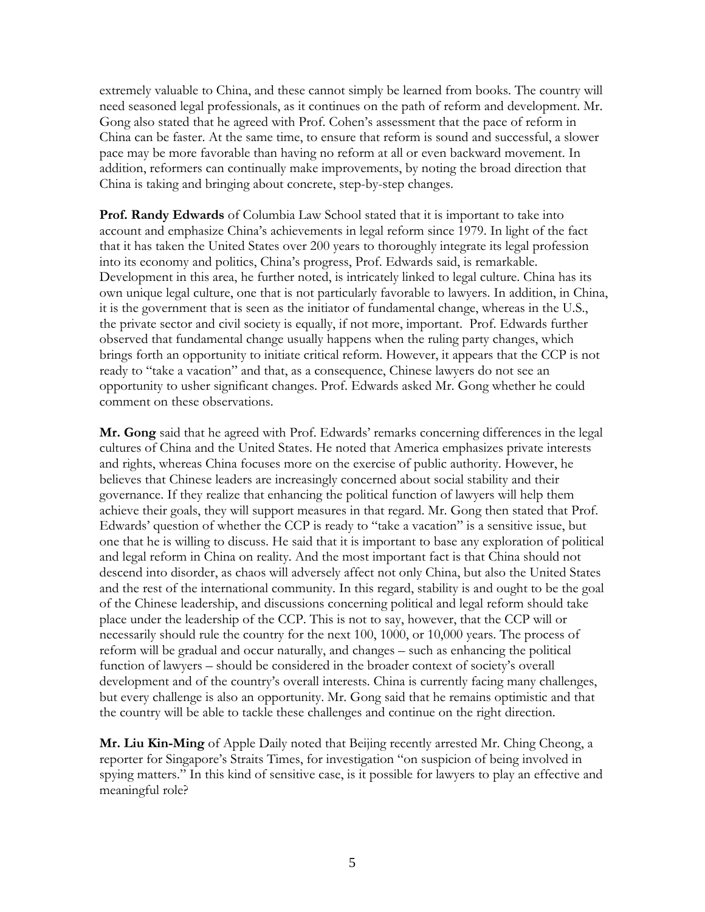extremely valuable to China, and these cannot simply be learned from books. The country will need seasoned legal professionals, as it continues on the path of reform and development. Mr. Gong also stated that he agreed with Prof. Cohen's assessment that the pace of reform in China can be faster. At the same time, to ensure that reform is sound and successful, a slower pace may be more favorable than having no reform at all or even backward movement. In addition, reformers can continually make improvements, by noting the broad direction that China is taking and bringing about concrete, step-by-step changes.

**Prof. Randy Edwards** of Columbia Law School stated that it is important to take into account and emphasize China's achievements in legal reform since 1979. In light of the fact that it has taken the United States over 200 years to thoroughly integrate its legal profession into its economy and politics, China's progress, Prof. Edwards said, is remarkable. Development in this area, he further noted, is intricately linked to legal culture. China has its own unique legal culture, one that is not particularly favorable to lawyers. In addition, in China, it is the government that is seen as the initiator of fundamental change, whereas in the U.S., the private sector and civil society is equally, if not more, important. Prof. Edwards further observed that fundamental change usually happens when the ruling party changes, which brings forth an opportunity to initiate critical reform. However, it appears that the CCP is not ready to "take a vacation" and that, as a consequence, Chinese lawyers do not see an opportunity to usher significant changes. Prof. Edwards asked Mr. Gong whether he could comment on these observations.

**Mr. Gong** said that he agreed with Prof. Edwards' remarks concerning differences in the legal cultures of China and the United States. He noted that America emphasizes private interests and rights, whereas China focuses more on the exercise of public authority. However, he believes that Chinese leaders are increasingly concerned about social stability and their governance. If they realize that enhancing the political function of lawyers will help them achieve their goals, they will support measures in that regard. Mr. Gong then stated that Prof. Edwards' question of whether the CCP is ready to "take a vacation" is a sensitive issue, but one that he is willing to discuss. He said that it is important to base any exploration of political and legal reform in China on reality. And the most important fact is that China should not descend into disorder, as chaos will adversely affect not only China, but also the United States and the rest of the international community. In this regard, stability is and ought to be the goal of the Chinese leadership, and discussions concerning political and legal reform should take place under the leadership of the CCP. This is not to say, however, that the CCP will or necessarily should rule the country for the next 100, 1000, or 10,000 years. The process of reform will be gradual and occur naturally, and changes – such as enhancing the political function of lawyers – should be considered in the broader context of society's overall development and of the country's overall interests. China is currently facing many challenges, but every challenge is also an opportunity. Mr. Gong said that he remains optimistic and that the country will be able to tackle these challenges and continue on the right direction.

**Mr. Liu Kin-Ming** of Apple Daily noted that Beijing recently arrested Mr. Ching Cheong, a reporter for Singapore's Straits Times, for investigation "on suspicion of being involved in spying matters." In this kind of sensitive case, is it possible for lawyers to play an effective and meaningful role?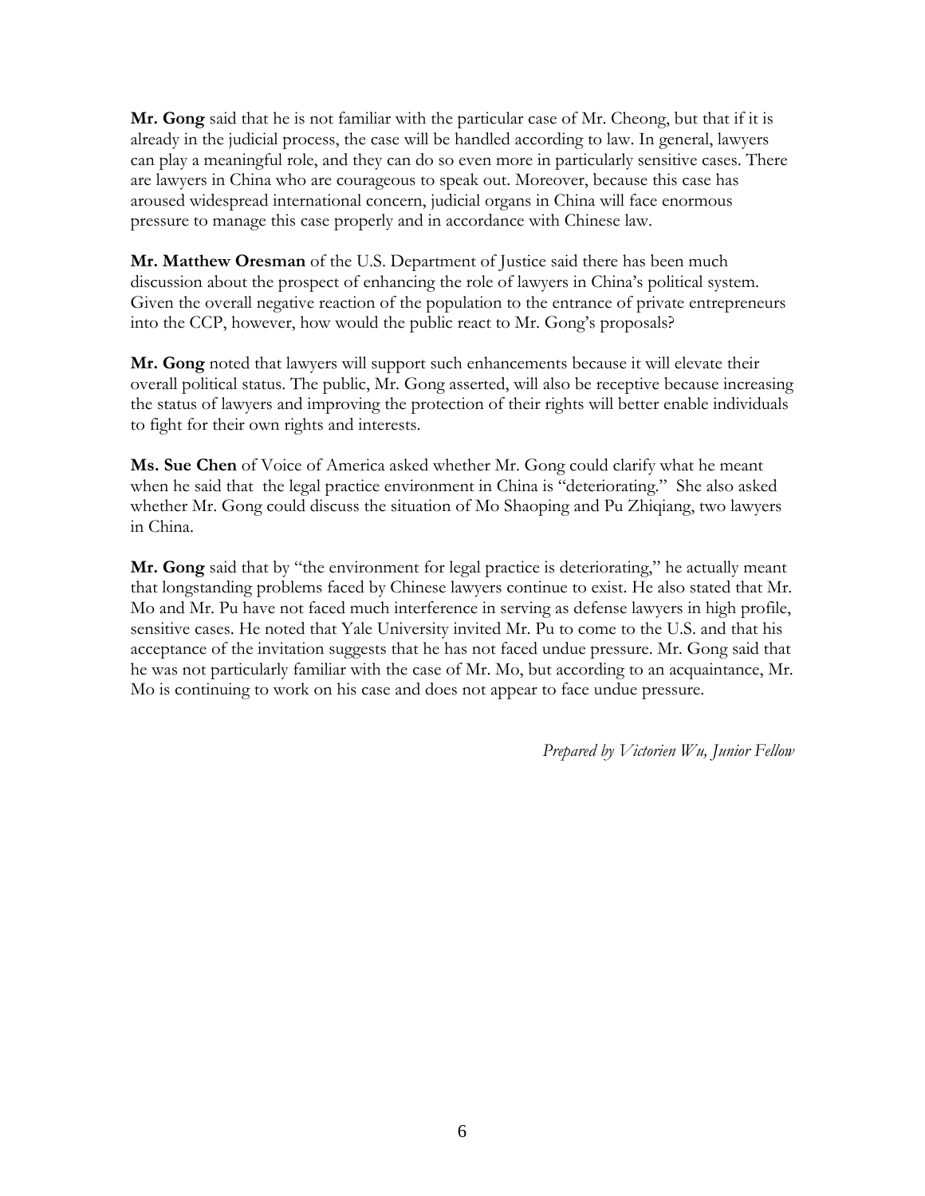**Mr. Gong** said that he is not familiar with the particular case of Mr. Cheong, but that if it is already in the judicial process, the case will be handled according to law. In general, lawyers can play a meaningful role, and they can do so even more in particularly sensitive cases. There are lawyers in China who are courageous to speak out. Moreover, because this case has aroused widespread international concern, judicial organs in China will face enormous pressure to manage this case properly and in accordance with Chinese law.

**Mr. Matthew Oresman** of the U.S. Department of Justice said there has been much discussion about the prospect of enhancing the role of lawyers in China's political system. Given the overall negative reaction of the population to the entrance of private entrepreneurs into the CCP, however, how would the public react to Mr. Gong's proposals?

**Mr. Gong** noted that lawyers will support such enhancements because it will elevate their overall political status. The public, Mr. Gong asserted, will also be receptive because increasing the status of lawyers and improving the protection of their rights will better enable individuals to fight for their own rights and interests.

**Ms. Sue Chen** of Voice of America asked whether Mr. Gong could clarify what he meant when he said that the legal practice environment in China is "deteriorating." She also asked whether Mr. Gong could discuss the situation of Mo Shaoping and Pu Zhiqiang, two lawyers in China.

**Mr. Gong** said that by "the environment for legal practice is deteriorating," he actually meant that longstanding problems faced by Chinese lawyers continue to exist. He also stated that Mr. Mo and Mr. Pu have not faced much interference in serving as defense lawyers in high profile, sensitive cases. He noted that Yale University invited Mr. Pu to come to the U.S. and that his acceptance of the invitation suggests that he has not faced undue pressure. Mr. Gong said that he was not particularly familiar with the case of Mr. Mo, but according to an acquaintance, Mr. Mo is continuing to work on his case and does not appear to face undue pressure.

*Prepared by Victorien Wu, Junior Fellow*